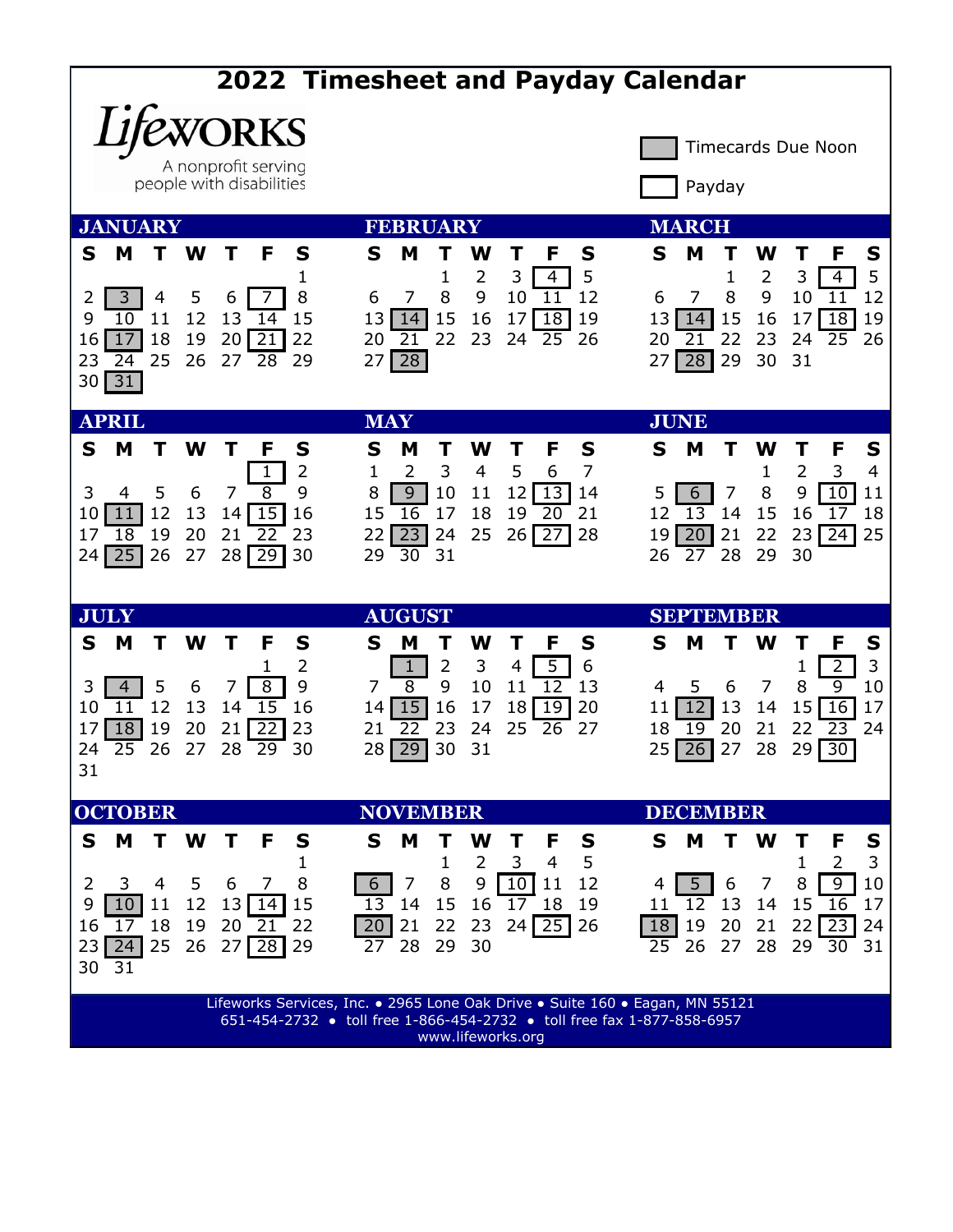# 2022 Timesheet and Payday Calendar

**Lifeworks**
A nonprofit serving people with disabilities

Legend:
- Shaded box = Timecards Due Noon
- Outlined box = Payday

## JANUARY

| S | M | T | W | T | F | S |
|---|---|---|---|---|---|---|
| | | | | | | 1 |
| 2 | 3 | 4 | 5 | 6 | 7 | 8 |
| 9 | 10 | 11 | 12 | 13 | 14 | 15 |
| 16 | 17 | 18 | 19 | 20 | 21 | 22 |
| 23 | 24 | 25 | 26 | 27 | 28 | 29 |
| 30 | 31 | | | | | |

Timecards Due Noon: 3, 17, 31 — Payday: 7, 14, 21, 28

## FEBRUARY

| S | M | T | W | T | F | S |
|---|---|---|---|---|---|---|
| | | 1 | 2 | 3 | 4 | 5 |
| 6 | 7 | 8 | 9 | 10 | 11 | 12 |
| 13 | 14 | 15 | 16 | 17 | 18 | 19 |
| 20 | 21 | 22 | 23 | 24 | 25 | 26 |
| 27 | 28 | | | | | |

Timecards Due Noon: 14, 28 — Payday: 4, 18

## MARCH

| S | M | T | W | T | F | S |
|---|---|---|---|---|---|---|
| | | 1 | 2 | 3 | 4 | 5 |
| 6 | 7 | 8 | 9 | 10 | 11 | 12 |
| 13 | 14 | 15 | 16 | 17 | 18 | 19 |
| 20 | 21 | 22 | 23 | 24 | 25 | 26 |
| 27 | 28 | 29 | 30 | 31 | | |

Timecards Due Noon: 14, 28 — Payday: 4, 18

## APRIL

| S | M | T | W | T | F | S |
|---|---|---|---|---|---|---|
| | | | | | 1 | 2 |
| 3 | 4 | 5 | 6 | 7 | 8 | 9 |
| 10 | 11 | 12 | 13 | 14 | 15 | 16 |
| 17 | 18 | 19 | 20 | 21 | 22 | 23 |
| 24 | 25 | 26 | 27 | 28 | 29 | 30 |

Timecards Due Noon: 11, 25 — Payday: 1, 15, 29

## MAY

| S | M | T | W | T | F | S |
|---|---|---|---|---|---|---|
| 1 | 2 | 3 | 4 | 5 | 6 | 7 |
| 8 | 9 | 10 | 11 | 12 | 13 | 14 |
| 15 | 16 | 17 | 18 | 19 | 20 | 21 |
| 22 | 23 | 24 | 25 | 26 | 27 | 28 |
| 29 | 30 | 31 | | | | |

Timecards Due Noon: 9, 23 — Payday: 13, 27

## JUNE

| S | M | T | W | T | F | S |
|---|---|---|---|---|---|---|
| | | | 1 | 2 | 3 | 4 |
| 5 | 6 | 7 | 8 | 9 | 10 | 11 |
| 12 | 13 | 14 | 15 | 16 | 17 | 18 |
| 19 | 20 | 21 | 22 | 23 | 24 | 25 |
| 26 | 27 | 28 | 29 | 30 | | |

Timecards Due Noon: 6, 20 — Payday: 10, 24

## JULY

| S | M | T | W | T | F | S |
|---|---|---|---|---|---|---|
| | | | | | 1 | 2 |
| 3 | 4 | 5 | 6 | 7 | 8 | 9 |
| 10 | 11 | 12 | 13 | 14 | 15 | 16 |
| 17 | 18 | 19 | 20 | 21 | 22 | 23 |
| 24 | 25 | 26 | 27 | 28 | 29 | 30 |
| 31 | | | | | | |

Timecards Due Noon: 4, 18 — Payday: 8, 22

## AUGUST

| S | M | T | W | T | F | S |
|---|---|---|---|---|---|---|
| | 1 | 2 | 3 | 4 | 5 | 6 |
| 7 | 8 | 9 | 10 | 11 | 12 | 13 |
| 14 | 15 | 16 | 17 | 18 | 19 | 20 |
| 21 | 22 | 23 | 24 | 25 | 26 | 27 |
| 28 | 29 | 30 | 31 | | | |

Timecards Due Noon: 1, 15, 29 — Payday: 5, 19

## SEPTEMBER

| S | M | T | W | T | F | S |
|---|---|---|---|---|---|---|
| | | | | 1 | 2 | 3 |
| 4 | 5 | 6 | 7 | 8 | 9 | 10 |
| 11 | 12 | 13 | 14 | 15 | 16 | 17 |
| 18 | 19 | 20 | 21 | 22 | 23 | 24 |
| 25 | 26 | 27 | 28 | 29 | 30 | |

Timecards Due Noon: 12, 26 — Payday: 2, 16, 30

## OCTOBER

| S | M | T | W | T | F | S |
|---|---|---|---|---|---|---|
| | | | | | | 1 |
| 2 | 3 | 4 | 5 | 6 | 7 | 8 |
| 9 | 10 | 11 | 12 | 13 | 14 | 15 |
| 16 | 17 | 18 | 19 | 20 | 21 | 22 |
| 23 | 24 | 25 | 26 | 27 | 28 | 29 |
| 30 | 31 | | | | | |

Timecards Due Noon: 10, 24 — Payday: 14, 28

## NOVEMBER

| S | M | T | W | T | F | S |
|---|---|---|---|---|---|---|
| | | 1 | 2 | 3 | 4 | 5 |
| 6 | 7 | 8 | 9 | 10 | 11 | 12 |
| 13 | 14 | 15 | 16 | 17 | 18 | 19 |
| 20 | 21 | 22 | 23 | 24 | 25 | 26 |
| 27 | 28 | 29 | 30 | | | |

Timecards Due Noon: 6, 20 — Payday: 10, 25

## DECEMBER

| S | M | T | W | T | F | S |
|---|---|---|---|---|---|---|
| | | | | 1 | 2 | 3 |
| 4 | 5 | 6 | 7 | 8 | 9 | 10 |
| 11 | 12 | 13 | 14 | 15 | 16 | 17 |
| 18 | 19 | 20 | 21 | 22 | 23 | 24 |
| 25 | 26 | 27 | 28 | 29 | 30 | 31 |

Timecards Due Noon: 5, 18 — Payday: 9, 23

Lifeworks Services, Inc. • 2965 Lone Oak Drive • Suite 160 • Eagan, MN 55121
651-454-2732 • toll free 1-866-454-2732 • toll free fax 1-877-858-6957
www.lifeworks.org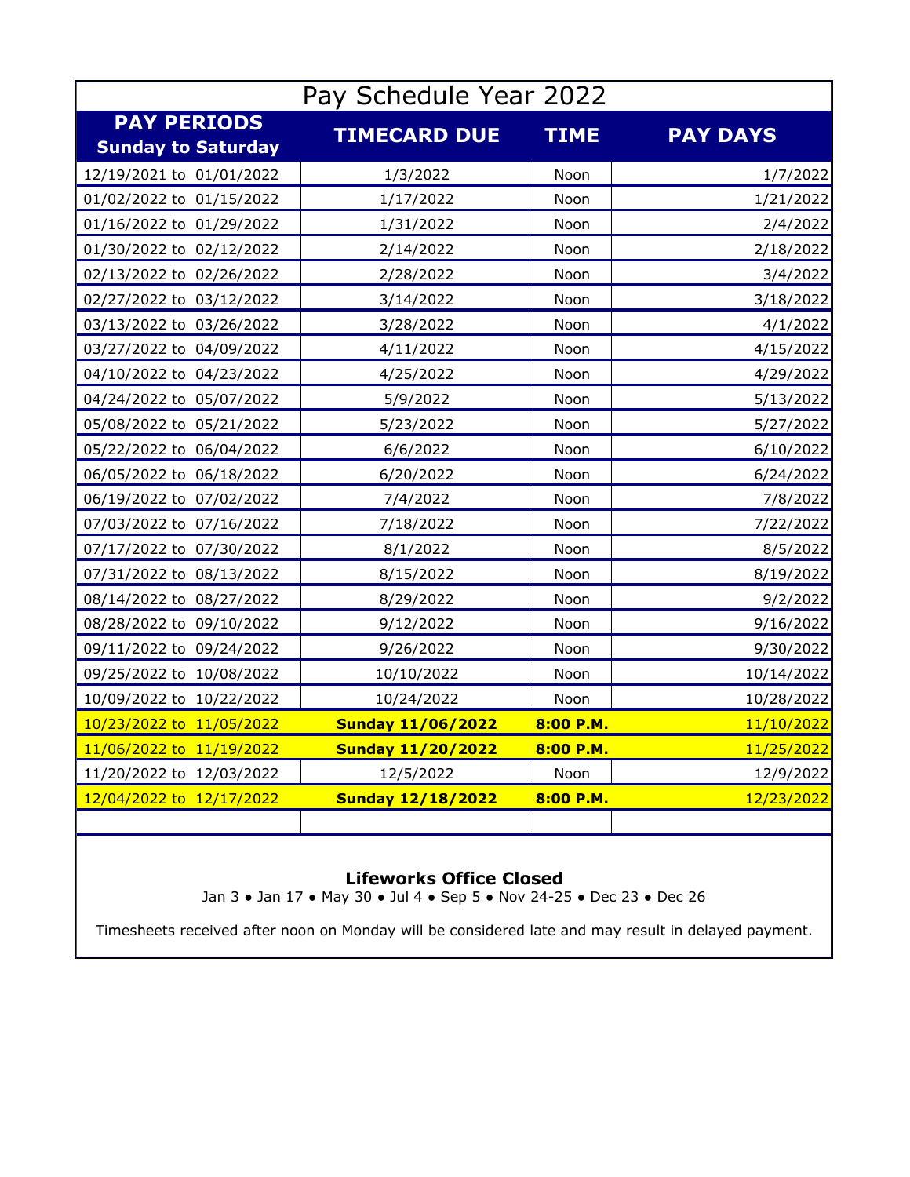# Pay Schedule Year 2022

| PAY PERIODS Sunday to Saturday | TIMECARD DUE | TIME | PAY DAYS |
|---|---|---|---|
| 12/19/2021 to 01/01/2022 | 1/3/2022 | Noon | 1/7/2022 |
| 01/02/2022 to 01/15/2022 | 1/17/2022 | Noon | 1/21/2022 |
| 01/16/2022 to 01/29/2022 | 1/31/2022 | Noon | 2/4/2022 |
| 01/30/2022 to 02/12/2022 | 2/14/2022 | Noon | 2/18/2022 |
| 02/13/2022 to 02/26/2022 | 2/28/2022 | Noon | 3/4/2022 |
| 02/27/2022 to 03/12/2022 | 3/14/2022 | Noon | 3/18/2022 |
| 03/13/2022 to 03/26/2022 | 3/28/2022 | Noon | 4/1/2022 |
| 03/27/2022 to 04/09/2022 | 4/11/2022 | Noon | 4/15/2022 |
| 04/10/2022 to 04/23/2022 | 4/25/2022 | Noon | 4/29/2022 |
| 04/24/2022 to 05/07/2022 | 5/9/2022 | Noon | 5/13/2022 |
| 05/08/2022 to 05/21/2022 | 5/23/2022 | Noon | 5/27/2022 |
| 05/22/2022 to 06/04/2022 | 6/6/2022 | Noon | 6/10/2022 |
| 06/05/2022 to 06/18/2022 | 6/20/2022 | Noon | 6/24/2022 |
| 06/19/2022 to 07/02/2022 | 7/4/2022 | Noon | 7/8/2022 |
| 07/03/2022 to 07/16/2022 | 7/18/2022 | Noon | 7/22/2022 |
| 07/17/2022 to 07/30/2022 | 8/1/2022 | Noon | 8/5/2022 |
| 07/31/2022 to 08/13/2022 | 8/15/2022 | Noon | 8/19/2022 |
| 08/14/2022 to 08/27/2022 | 8/29/2022 | Noon | 9/2/2022 |
| 08/28/2022 to 09/10/2022 | 9/12/2022 | Noon | 9/16/2022 |
| 09/11/2022 to 09/24/2022 | 9/26/2022 | Noon | 9/30/2022 |
| 09/25/2022 to 10/08/2022 | 10/10/2022 | Noon | 10/14/2022 |
| 10/09/2022 to 10/22/2022 | 10/24/2022 | Noon | 10/28/2022 |
| 10/23/2022 to 11/05/2022 | **Sunday 11/06/2022** | **8:00 P.M.** | 11/10/2022 |
| 11/06/2022 to 11/19/2022 | **Sunday 11/20/2022** | **8:00 P.M.** | 11/25/2022 |
| 11/20/2022 to 12/03/2022 | 12/5/2022 | Noon | 12/9/2022 |
| 12/04/2022 to 12/17/2022 | **Sunday 12/18/2022** | **8:00 P.M.** | 12/23/2022 |
| | | | |

**Lifeworks Office Closed**

Jan 3 • Jan 17 • May 30 • Jul 4 • Sep 5 • Nov 24-25 • Dec 23 • Dec 26

Timesheets received after noon on Monday will be considered late and may result in delayed payment.